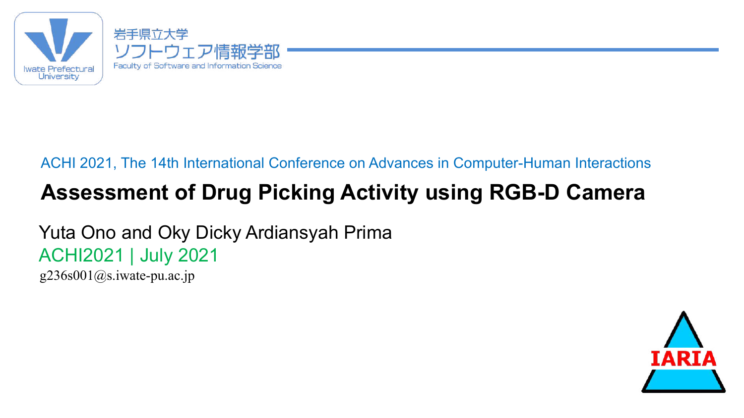岩手県立大学
ソフトウェア情報学部
Faculty of Software and Information Science

Iwate Prefectural University

ACHI 2021, The 14th International Conference on Advances in Computer-Human Interactions

# Assessment of Drug Picking Activity using RGB-D Camera

Yuta Ono and Oky Dicky Ardiansyah Prima

ACHI2021 | July 2021

g236s001@s.iwate-pu.ac.jp

IARIA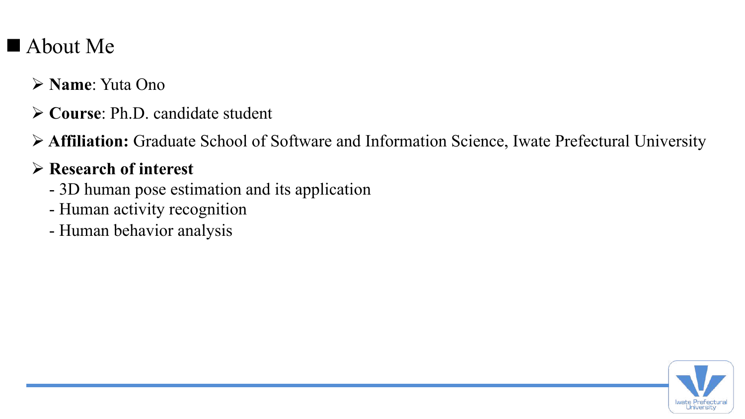## About Me

- **Name**: Yuta Ono
- **Course**: Ph.D. candidate student
- **Affiliation:** Graduate School of Software and Information Science, Iwate Prefectural University
- **Research of interest**
  - 3D human pose estimation and its application
  - Human activity recognition
  - Human behavior analysis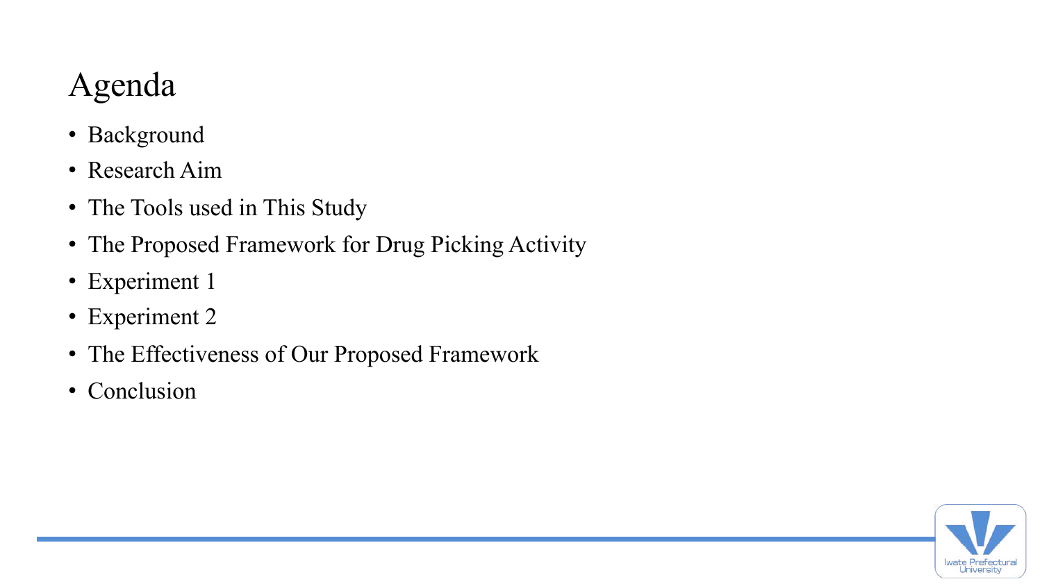# Agenda

- Background
- Research Aim
- The Tools used in This Study
- The Proposed Framework for Drug Picking Activity
- Experiment 1
- Experiment 2
- The Effectiveness of Our Proposed Framework
- Conclusion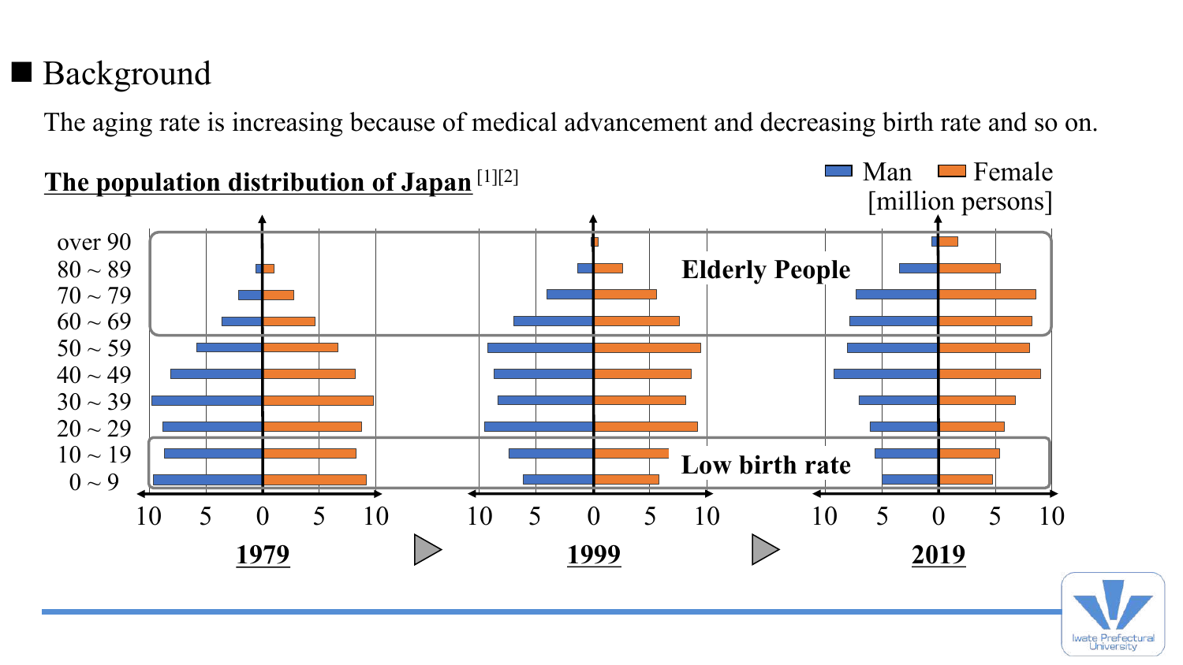## ■ Background

The aging rate is increasing because of medical advancement and decreasing birth rate and so on.

**The population distribution of Japan** [1][2]

Man Female
[million persons]

over 90
80 ~ 89
70 ~ 79
60 ~ 69
50 ~ 59
40 ~ 49
30 ~ 39
20 ~ 29
10 ~ 19
0 ~ 9

**Elderly People**

**Low birth rate**

10 5 0 5 10 — **1979**

10 5 0 5 10 — **1999**

10 5 0 5 10 — **2019**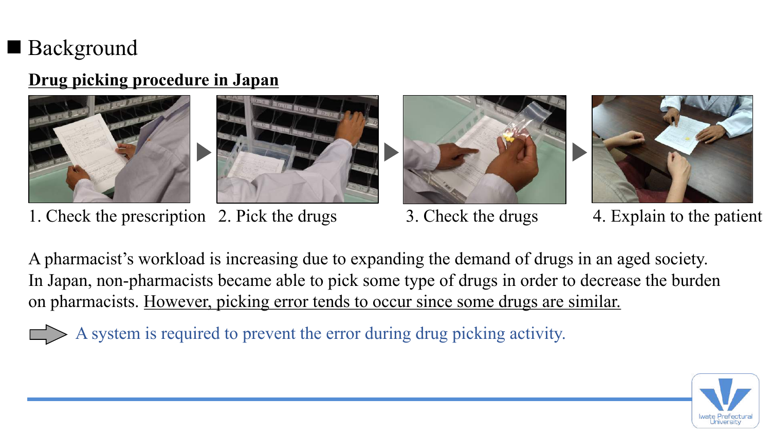## Background

**<u>Drug picking procedure in Japan</u>**

1. Check the prescription
2. Pick the drugs
3. Check the drugs
4. Explain to the patient

A pharmacist's workload is increasing due to expanding the demand of drugs in an aged society. In Japan, non-pharmacists became able to pick some type of drugs in order to decrease the burden on pharmacists. <u>However, picking error tends to occur since some drugs are similar.</u>

→ A system is required to prevent the error during drug picking activity.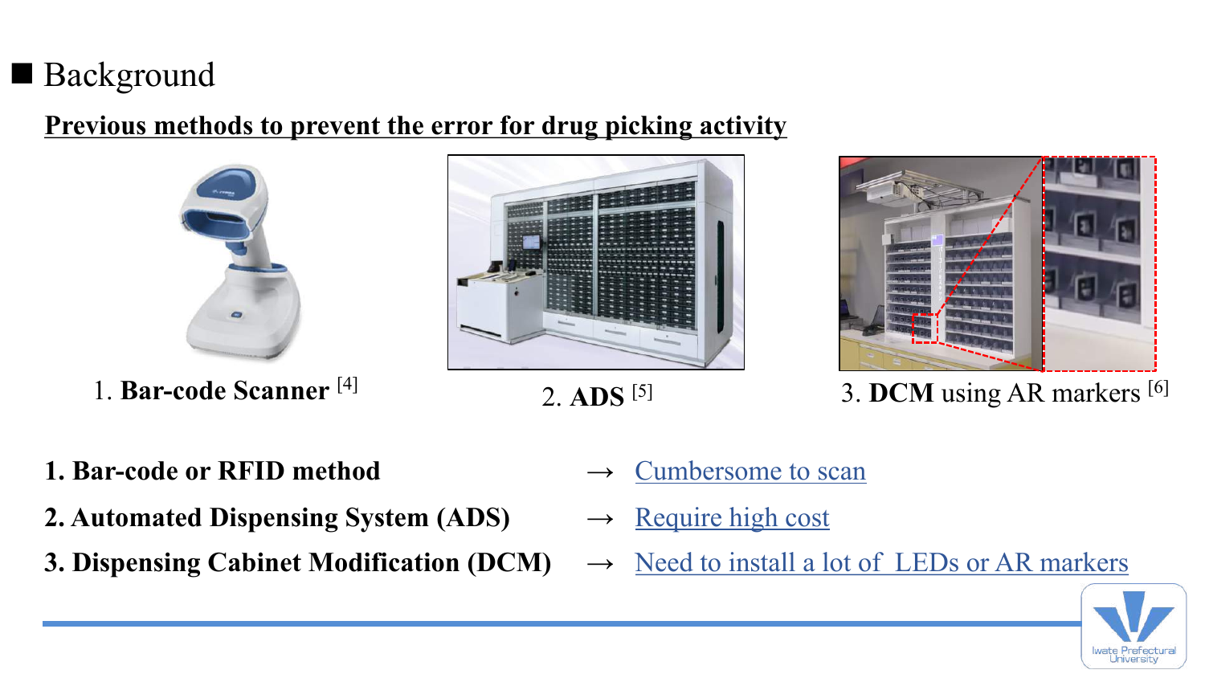## ■ Background

**Previous methods to prevent the error for drug picking activity**

1. **Bar-code Scanner** [4]

2. **ADS** [5]

3. **DCM** using AR markers [6]

1. **Bar-code or RFID method** → Cumbersome to scan
2. **Automated Dispensing System (ADS)** → Require high cost
3. **Dispensing Cabinet Modification (DCM)** → Need to install a lot of LEDs or AR markers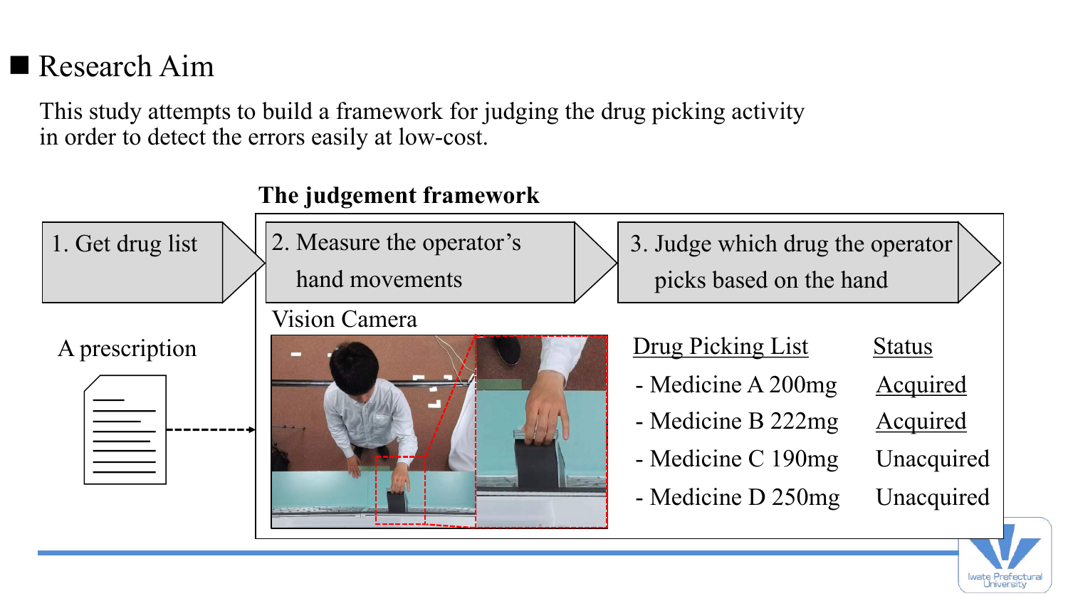## Research Aim

This study attempts to build a framework for judging the drug picking activity in order to detect the errors easily at low-cost.

**The judgement framework**

1. Get drug list
2. Measure the operator's hand movements
3. Judge which drug the operator picks based on the hand

A prescription

Vision Camera

| Drug Picking List | Status |
| --- | --- |
| - Medicine A 200mg | Acquired |
| - Medicine B 222mg | Acquired |
| - Medicine C 190mg | Unacquired |
| - Medicine D 250mg | Unacquired |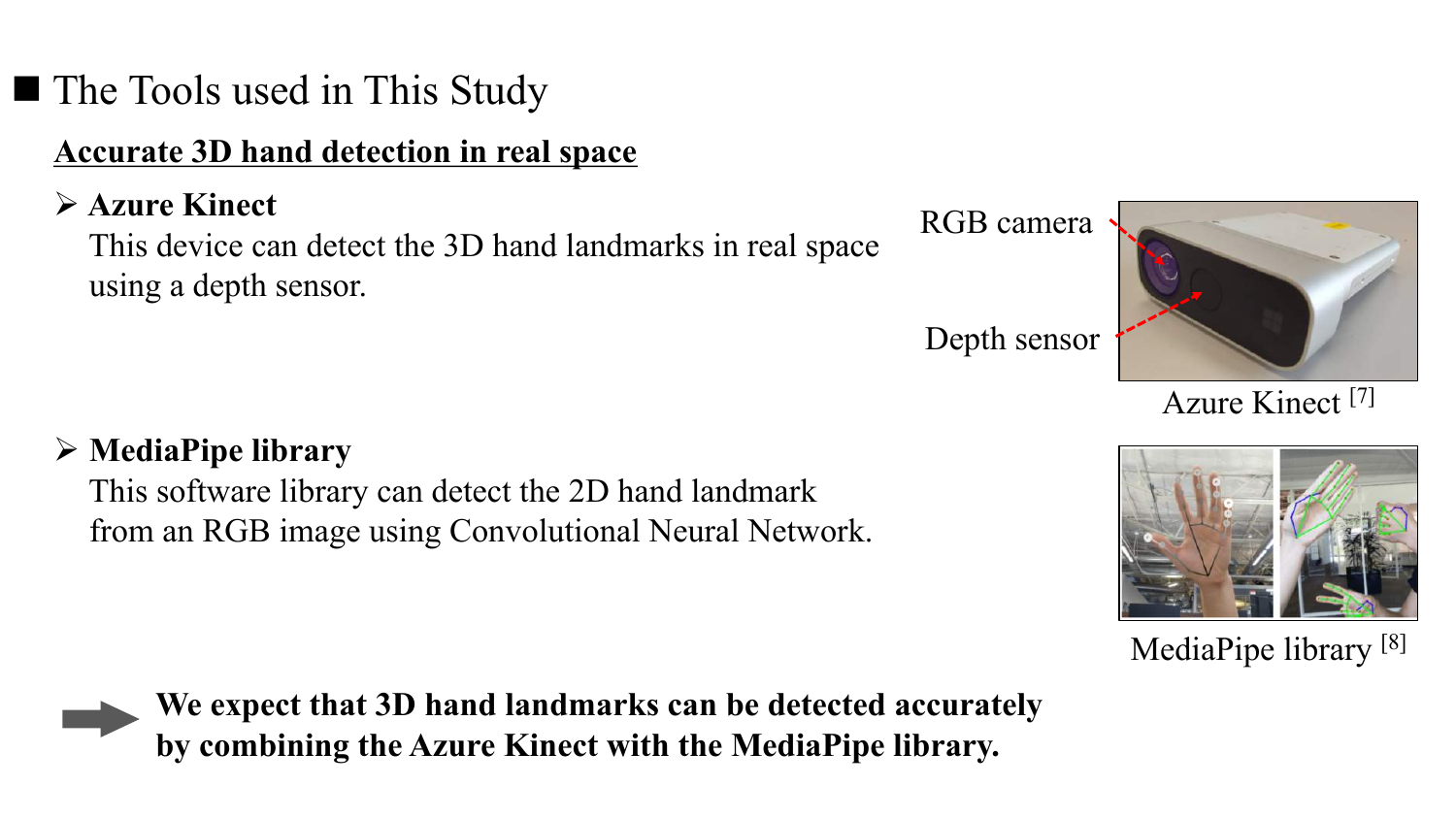## The Tools used in This Study

**Accurate 3D hand detection in real space**

- **Azure Kinect**
  This device can detect the 3D hand landmarks in real space using a depth sensor.

RGB camera

Depth sensor

Azure Kinect [7]

- **MediaPipe library**
  This software library can detect the 2D hand landmark from an RGB image using Convolutional Neural Network.

MediaPipe library [8]

**We expect that 3D hand landmarks can be detected accurately by combining the Azure Kinect with the MediaPipe library.**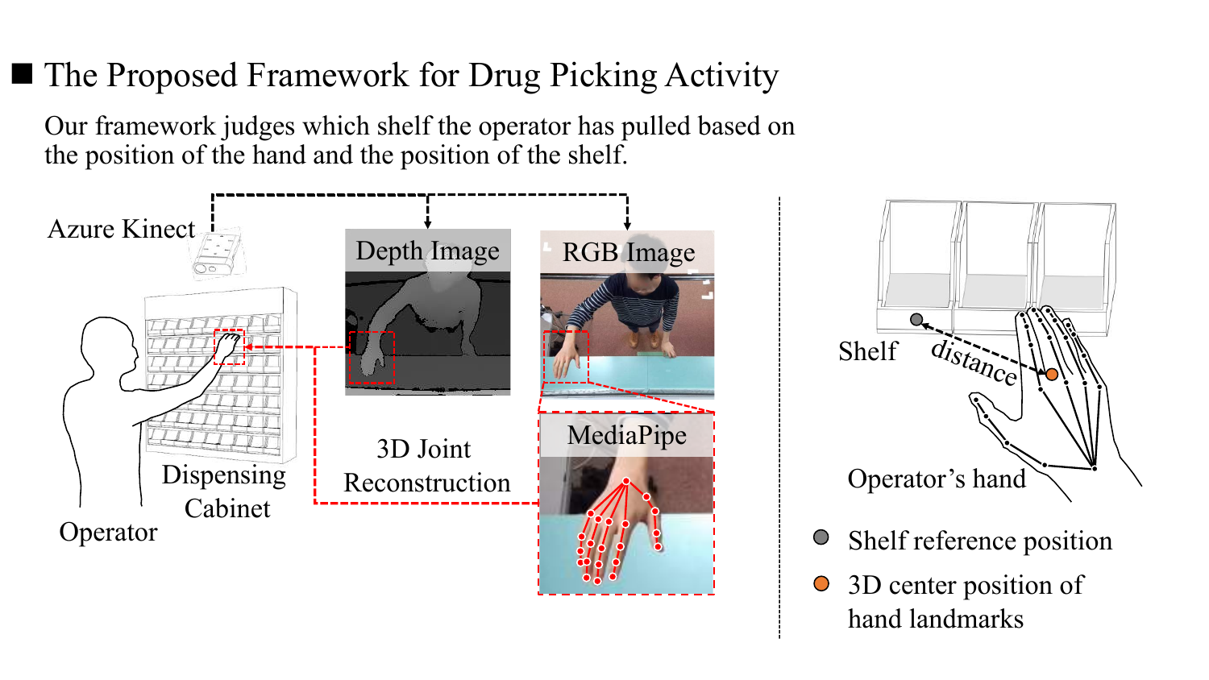## ■ The Proposed Framework for Drug Picking Activity

Our framework judges which shelf the operator has pulled based on the position of the hand and the position of the shelf.

Azure Kinect

Depth Image

RGB Image

Operator

Dispensing Cabinet

3D Joint Reconstruction

MediaPipe

Shelf

distance

Operator's hand

- Shelf reference position
- 3D center position of hand landmarks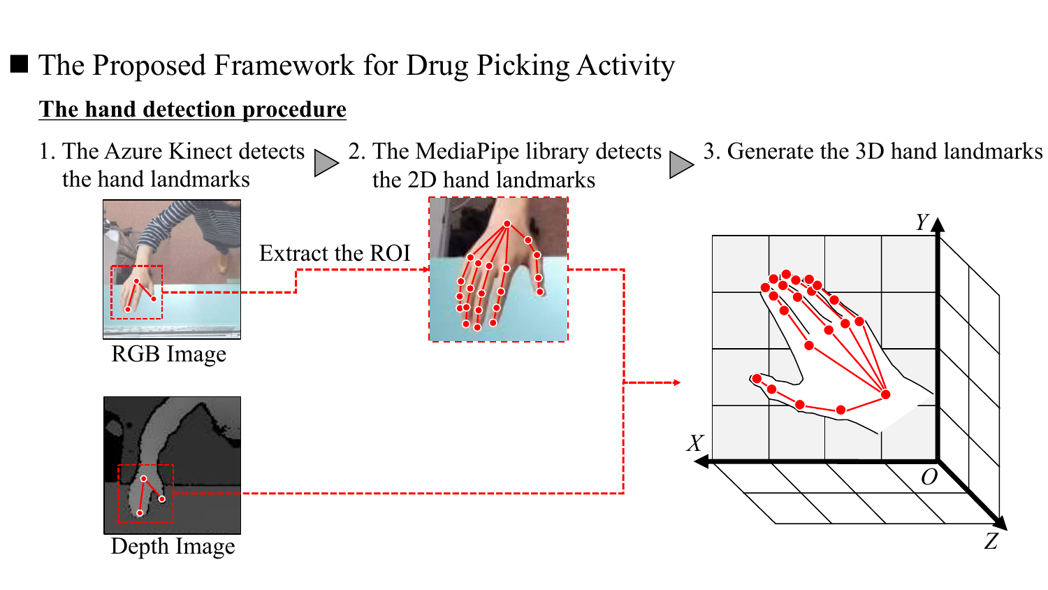## ■ The Proposed Framework for Drug Picking Activity

**<u>The hand detection procedure</u>**

1. The Azure Kinect detects the hand landmarks
2. The MediaPipe library detects the 2D hand landmarks
3. Generate the 3D hand landmarks

Extract the ROI

RGB Image

Depth Image

$Y$

$X$

$O$

$Z$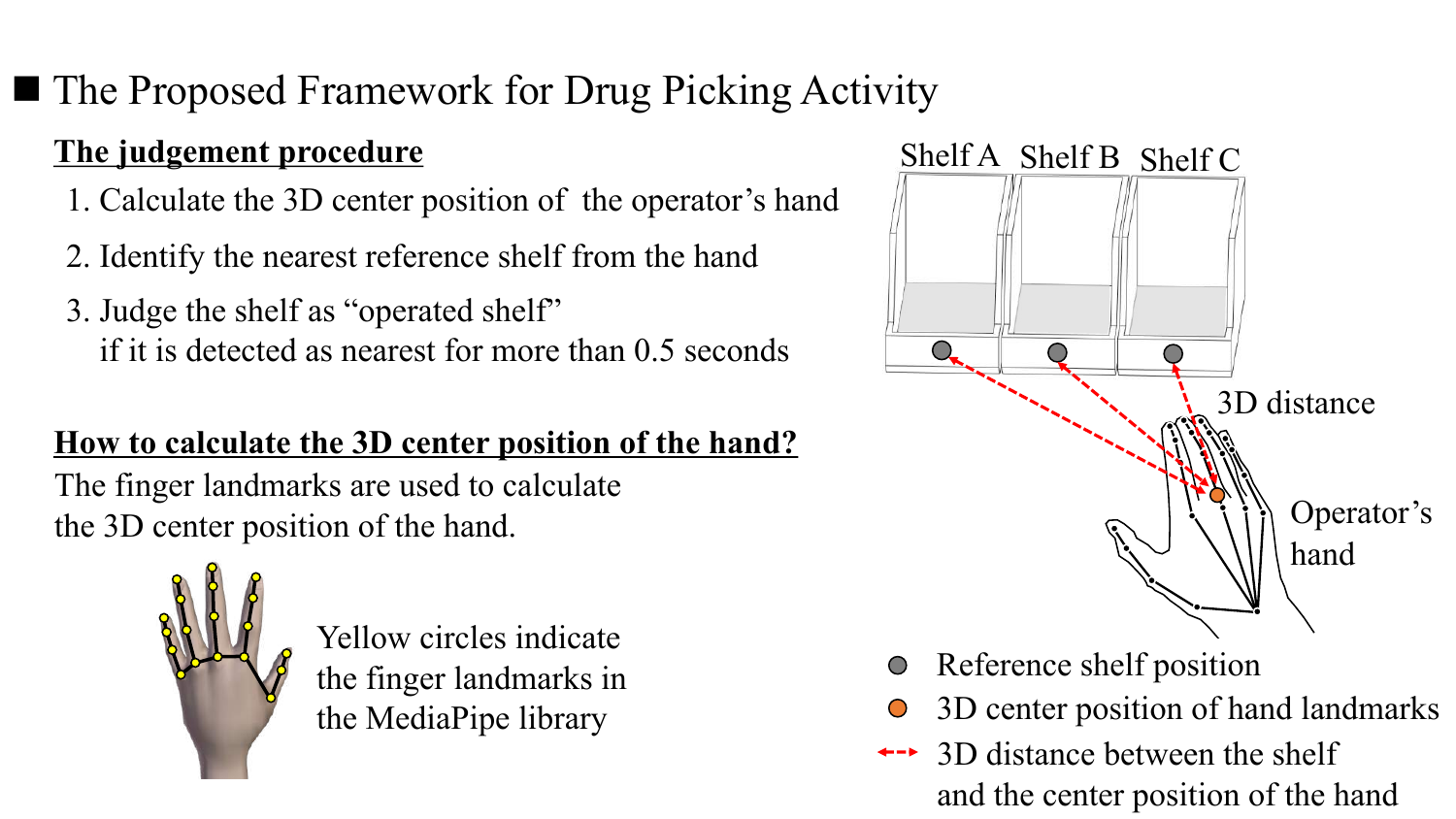## ■ The Proposed Framework for Drug Picking Activity

**<u>The judgement procedure</u>**

1. Calculate the 3D center position of the operator's hand
2. Identify the nearest reference shelf from the hand
3. Judge the shelf as "operated shelf"
   if it is detected as nearest for more than 0.5 seconds

**<u>How to calculate the 3D center position of the hand?</u>**

The finger landmarks are used to calculate the 3D center position of the hand.

Yellow circles indicate the finger landmarks in the MediaPipe library

Shelf A　Shelf B　Shelf C

3D distance

Operator's hand

- Reference shelf position
- 3D center position of hand landmarks
- 3D distance between the shelf and the center position of the hand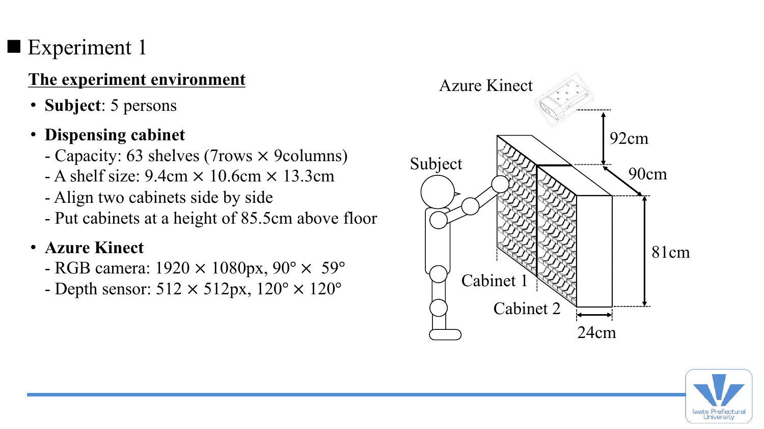# ■ Experiment 1

**The experiment environment**

- **Subject**: 5 persons
- **Dispensing cabinet**
  - Capacity: 63 shelves (7rows × 9columns)
  - A shelf size: 9.4cm × 10.6cm × 13.3cm
  - Align two cabinets side by side
  - Put cabinets at a height of 85.5cm above floor
- **Azure Kinect**
  - RGB camera: 1920 × 1080px, 90° × 59°
  - Depth sensor: 512 × 512px, 120° × 120°

Azure Kinect

Subject

92cm

90cm

81cm

Cabinet 1

Cabinet 2

24cm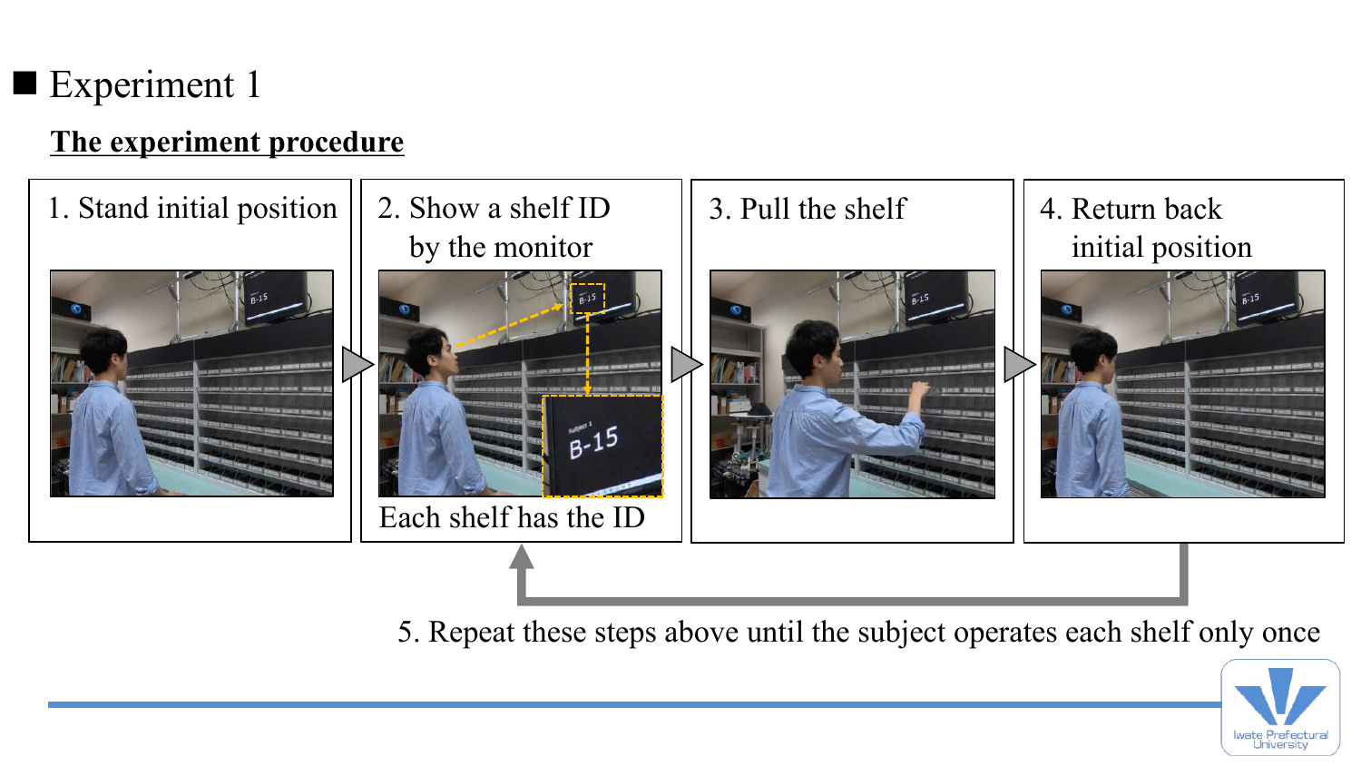## Experiment 1

**The experiment procedure**

1. Stand initial position
2. Show a shelf ID by the monitor

   Each shelf has the ID
3. Pull the shelf
4. Return back initial position
5. Repeat these steps above until the subject operates each shelf only once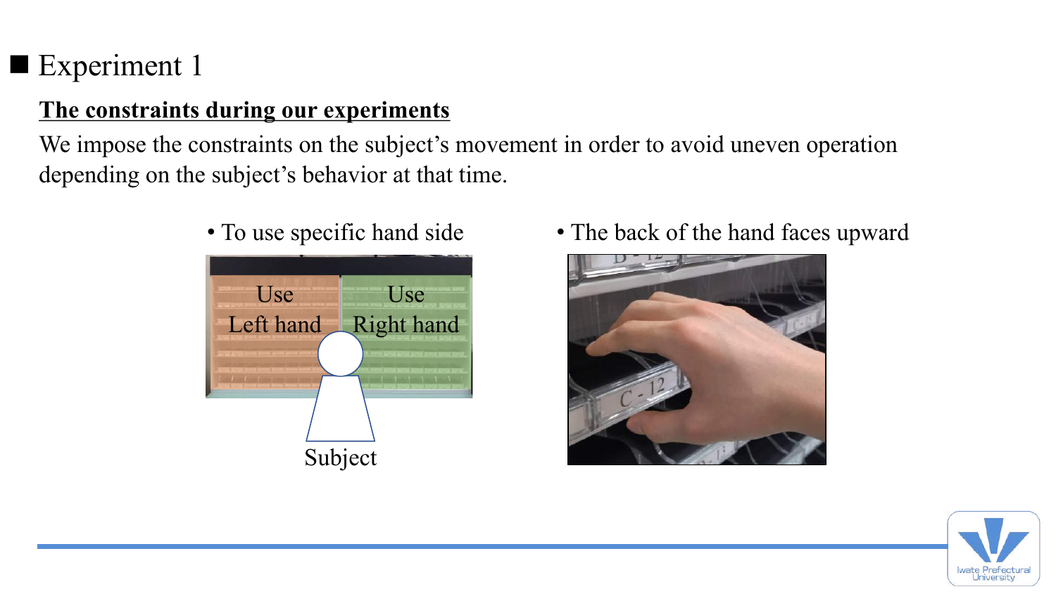# Experiment 1

**The constraints during our experiments**

We impose the constraints on the subject's movement in order to avoid uneven operation depending on the subject's behavior at that time.

- To use specific hand side
- The back of the hand faces upward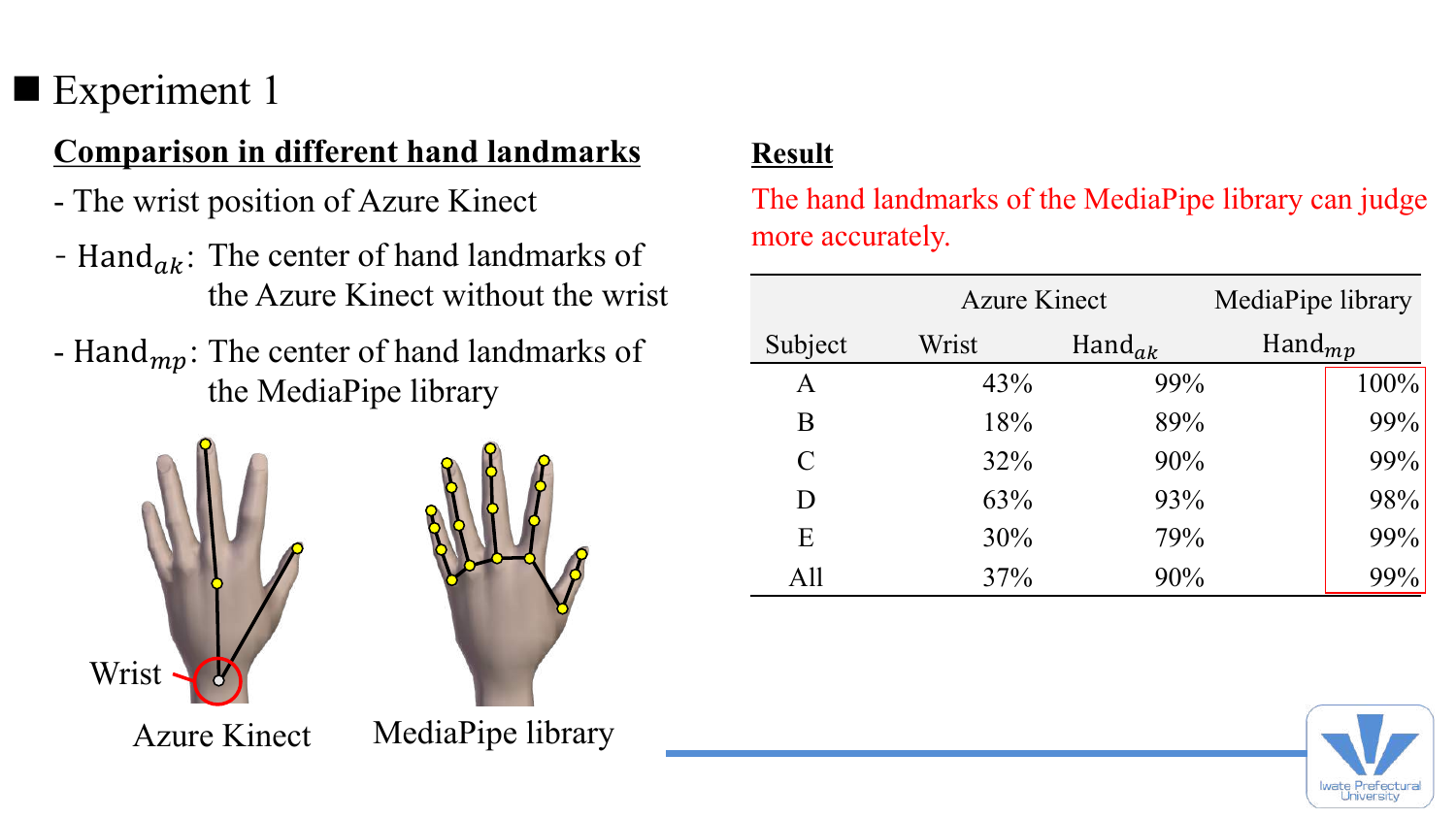## Experiment 1

**Comparison in different hand landmarks**

- The wrist position of Azure Kinect
- $Hand_{ak}$: The center of hand landmarks of the Azure Kinect without the wrist
- $Hand_{mp}$: The center of hand landmarks of the MediaPipe library

Wrist

Azure Kinect

MediaPipe library

**Result**

The hand landmarks of the MediaPipe library can judge more accurately.

| | Azure Kinect | | MediaPipe library |
|---|---|---|---|
| Subject | Wrist | $Hand_{ak}$ | $Hand_{mp}$ |
| A | 43% | 99% | 100% |
| B | 18% | 89% | 99% |
| C | 32% | 90% | 99% |
| D | 63% | 93% | 98% |
| E | 30% | 79% | 99% |
| All | 37% | 90% | 99% |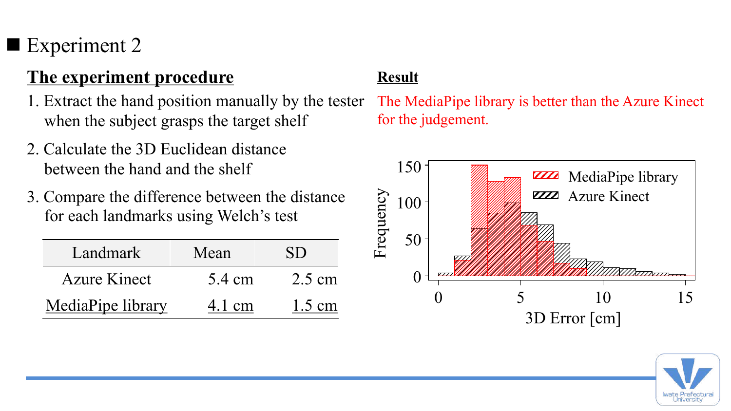## Experiment 2

### The experiment procedure

1. Extract the hand position manually by the tester when the subject grasps the target shelf
2. Calculate the 3D Euclidean distance between the hand and the shelf
3. Compare the difference between the distance for each landmarks using Welch's test

| Landmark | Mean | SD |
|---|---|---|
| Azure Kinect | 5.4 cm | 2.5 cm |
| MediaPipe library | 4.1 cm | 1.5 cm |

### Result

The MediaPipe library is better than the Azure Kinect for the judgement.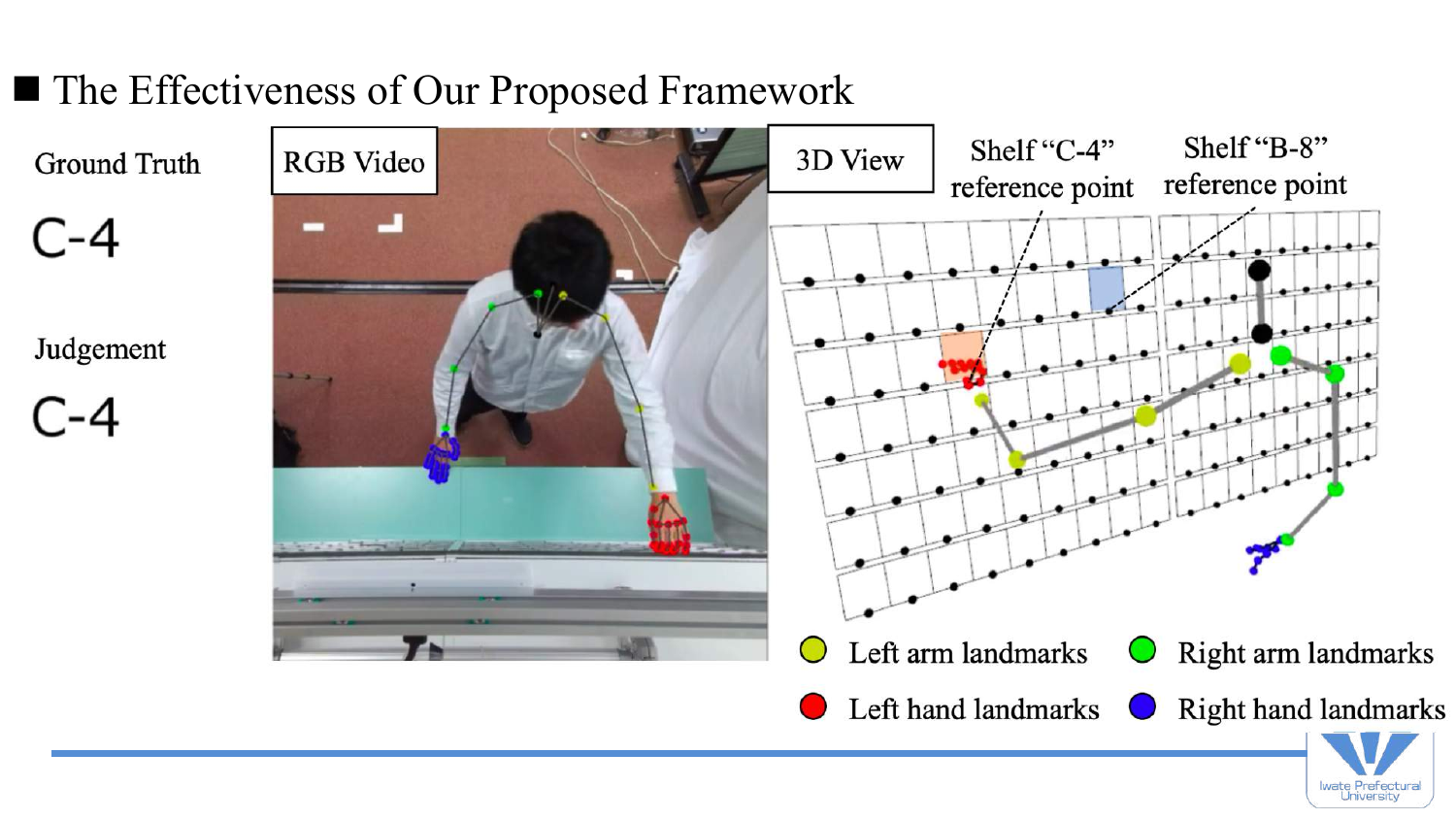## The Effectiveness of Our Proposed Framework

Ground Truth

C-4

Judgement

C-4

RGB Video

3D View

Shelf “C-4” reference point

Shelf “B-8” reference point

Left arm landmarks

Right arm landmarks

Left hand landmarks

Right hand landmarks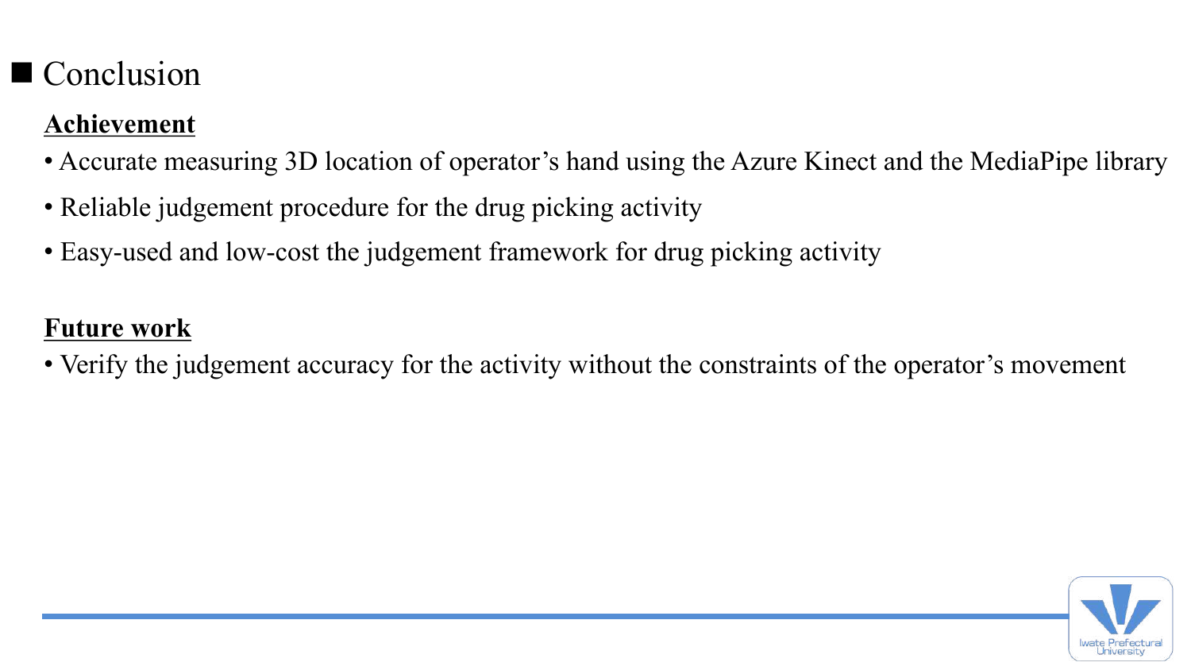# Conclusion

**Achievement**

- Accurate measuring 3D location of operator's hand using the Azure Kinect and the MediaPipe library
- Reliable judgement procedure for the drug picking activity
- Easy-used and low-cost the judgement framework for drug picking activity

**Future work**

- Verify the judgement accuracy for the activity without the constraints of the operator's movement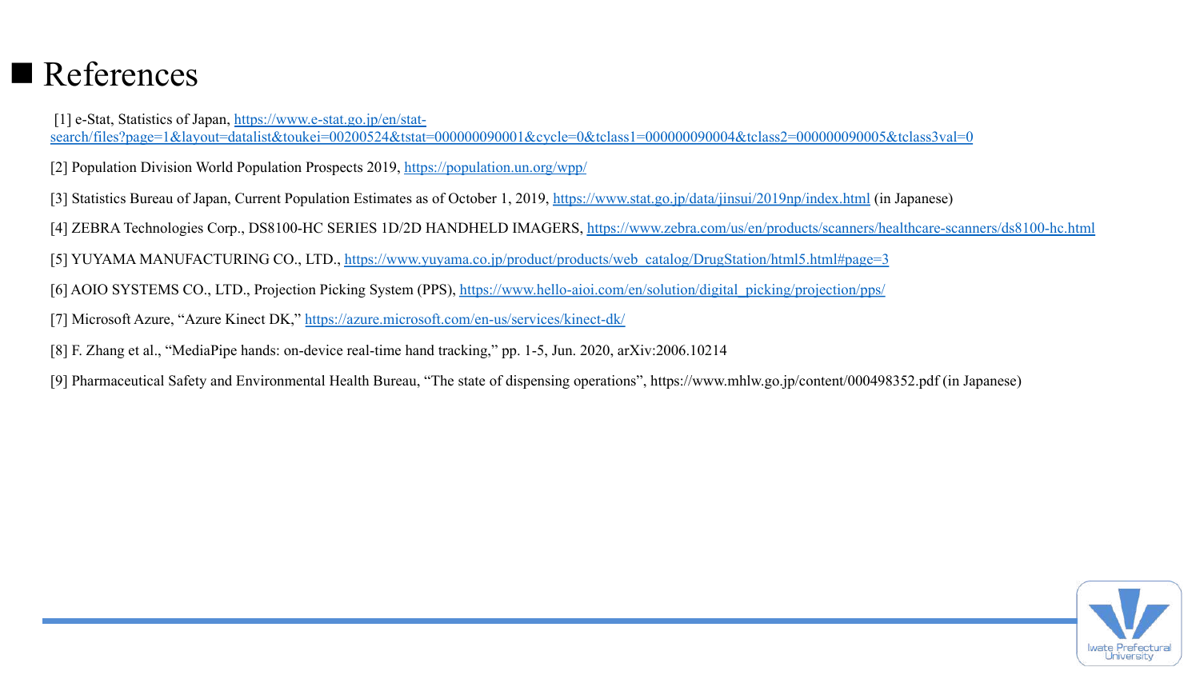## References

[1] e-Stat, Statistics of Japan, https://www.e-stat.go.jp/en/stat-search/files?page=1&layout=datalist&toukei=00200524&tstat=000000090001&cycle=0&tclass1=000000090004&tclass2=000000090005&tclass3val=0

[2] Population Division World Population Prospects 2019, https://population.un.org/wpp/

[3] Statistics Bureau of Japan, Current Population Estimates as of October 1, 2019, https://www.stat.go.jp/data/jinsui/2019np/index.html (in Japanese)

[4] ZEBRA Technologies Corp., DS8100-HC SERIES 1D/2D HANDHELD IMAGERS, https://www.zebra.com/us/en/products/scanners/healthcare-scanners/ds8100-hc.html

[5] YUYAMA MANUFACTURING CO., LTD., https://www.yuyama.co.jp/product/products/web_catalog/DrugStation/html5.html#page=3

[6] AOIO SYSTEMS CO., LTD., Projection Picking System (PPS), https://www.hello-aioi.com/en/solution/digital_picking/projection/pps/

[7] Microsoft Azure, "Azure Kinect DK," https://azure.microsoft.com/en-us/services/kinect-dk/

[8] F. Zhang et al., "MediaPipe hands: on-device real-time hand tracking," pp. 1-5, Jun. 2020, arXiv:2006.10214

[9] Pharmaceutical Safety and Environmental Health Bureau, "The state of dispensing operations", https://www.mhlw.go.jp/content/000498352.pdf (in Japanese)